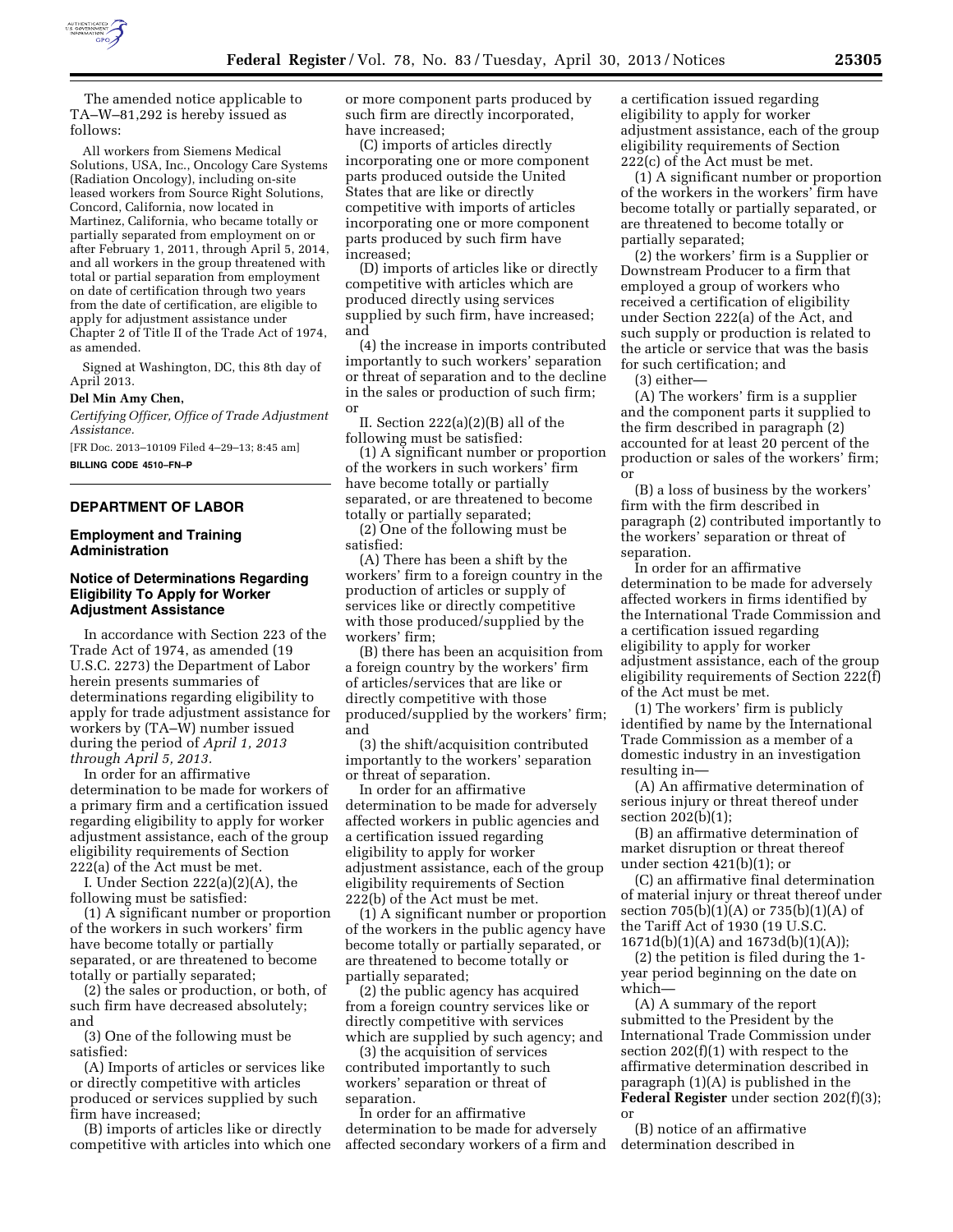The amended notice applicable to TA–W–81,292 is hereby issued as follows:

All workers from Siemens Medical Solutions, USA, Inc., Oncology Care Systems (Radiation Oncology), including on-site leased workers from Source Right Solutions, Concord, California, now located in Martinez, California, who became totally or partially separated from employment on or after February 1, 2011, through April 5, 2014, and all workers in the group threatened with total or partial separation from employment on date of certification through two years from the date of certification, are eligible to apply for adjustment assistance under Chapter 2 of Title II of the Trade Act of 1974, as amended.

Signed at Washington, DC, this 8th day of April 2013.

**Del Min Amy Chen,**

*Certifying Officer, Office of Trade Adjustment Assistance.*

[FR Doc. 2013–10109 Filed 4–29–13; 8:45 am]

**BILLING CODE 4510–FN–P**

## DEPARTMENT OF LABOR

### Employment and Training Administration

### Notice of Determinations Regarding Eligibility To Apply for Worker Adjustment Assistance

In accordance with Section 223 of the Trade Act of 1974, as amended (19 U.S.C. 2273) the Department of Labor herein presents summaries of determinations regarding eligibility to apply for trade adjustment assistance for workers by (TA–W) number issued during the period of *April 1, 2013 through April 5, 2013.*

In order for an affirmative determination to be made for workers of a primary firm and a certification issued regarding eligibility to apply for worker adjustment assistance, each of the group eligibility requirements of Section 222(a) of the Act must be met.

I. Under Section 222(a)(2)(A), the following must be satisfied:

(1) A significant number or proportion of the workers in such workers' firm have become totally or partially separated, or are threatened to become totally or partially separated;

(2) the sales or production, or both, of such firm have decreased absolutely; and

(3) One of the following must be satisfied:

(A) Imports of articles or services like or directly competitive with articles produced or services supplied by such firm have increased;

(B) imports of articles like or directly competitive with articles into which one or more component parts produced by such firm are directly incorporated, have increased;

(C) imports of articles directly incorporating one or more component parts produced outside the United States that are like or directly competitive with imports of articles incorporating one or more component parts produced by such firm have increased;

(D) imports of articles like or directly competitive with articles which are produced directly using services supplied by such firm, have increased; and

(4) the increase in imports contributed importantly to such workers' separation or threat of separation and to the decline in the sales or production of such firm; or

II. Section 222(a)(2)(B) all of the following must be satisfied:

(1) A significant number or proportion of the workers in such workers' firm have become totally or partially separated, or are threatened to become totally or partially separated;

(2) One of the following must be satisfied:

(A) There has been a shift by the workers' firm to a foreign country in the production of articles or supply of services like or directly competitive with those produced/supplied by the workers' firm;

(B) there has been an acquisition from a foreign country by the workers' firm of articles/services that are like or directly competitive with those produced/supplied by the workers' firm; and

(3) the shift/acquisition contributed importantly to the workers' separation or threat of separation.

In order for an affirmative determination to be made for adversely affected workers in public agencies and a certification issued regarding eligibility to apply for worker adjustment assistance, each of the group eligibility requirements of Section 222(b) of the Act must be met.

(1) A significant number or proportion of the workers in the public agency have become totally or partially separated, or are threatened to become totally or partially separated;

(2) the public agency has acquired from a foreign country services like or directly competitive with services which are supplied by such agency; and

(3) the acquisition of services contributed importantly to such workers' separation or threat of separation.

In order for an affirmative determination to be made for adversely affected secondary workers of a firm and a certification issued regarding eligibility to apply for worker adjustment assistance, each of the group eligibility requirements of Section 222(c) of the Act must be met.

(1) A significant number or proportion of the workers in the workers' firm have become totally or partially separated, or are threatened to become totally or partially separated;

(2) the workers' firm is a Supplier or Downstream Producer to a firm that employed a group of workers who received a certification of eligibility under Section 222(a) of the Act, and such supply or production is related to the article or service that was the basis for such certification; and

(3) either—

(A) The workers' firm is a supplier and the component parts it supplied to the firm described in paragraph (2) accounted for at least 20 percent of the production or sales of the workers' firm; or

(B) a loss of business by the workers' firm with the firm described in paragraph (2) contributed importantly to the workers' separation or threat of separation.

In order for an affirmative determination to be made for adversely affected workers in firms identified by the International Trade Commission and a certification issued regarding eligibility to apply for worker adjustment assistance, each of the group eligibility requirements of Section 222(f) of the Act must be met.

(1) The workers' firm is publicly identified by name by the International Trade Commission as a member of a domestic industry in an investigation resulting in—

(A) An affirmative determination of serious injury or threat thereof under section 202(b)(1);

(B) an affirmative determination of market disruption or threat thereof under section 421(b)(1); or

(C) an affirmative final determination of material injury or threat thereof under section 705(b)(1)(A) or 735(b)(1)(A) of the Tariff Act of 1930 (19 U.S.C. 1671d(b)(1)(A) and 1673d(b)(1)(A));

(2) the petition is filed during the 1-year period beginning on the date on which—

(A) A summary of the report submitted to the President by the International Trade Commission under section 202(f)(1) with respect to the affirmative determination described in paragraph (1)(A) is published in the **Federal Register** under section 202(f)(3); or

(B) notice of an affirmative determination described in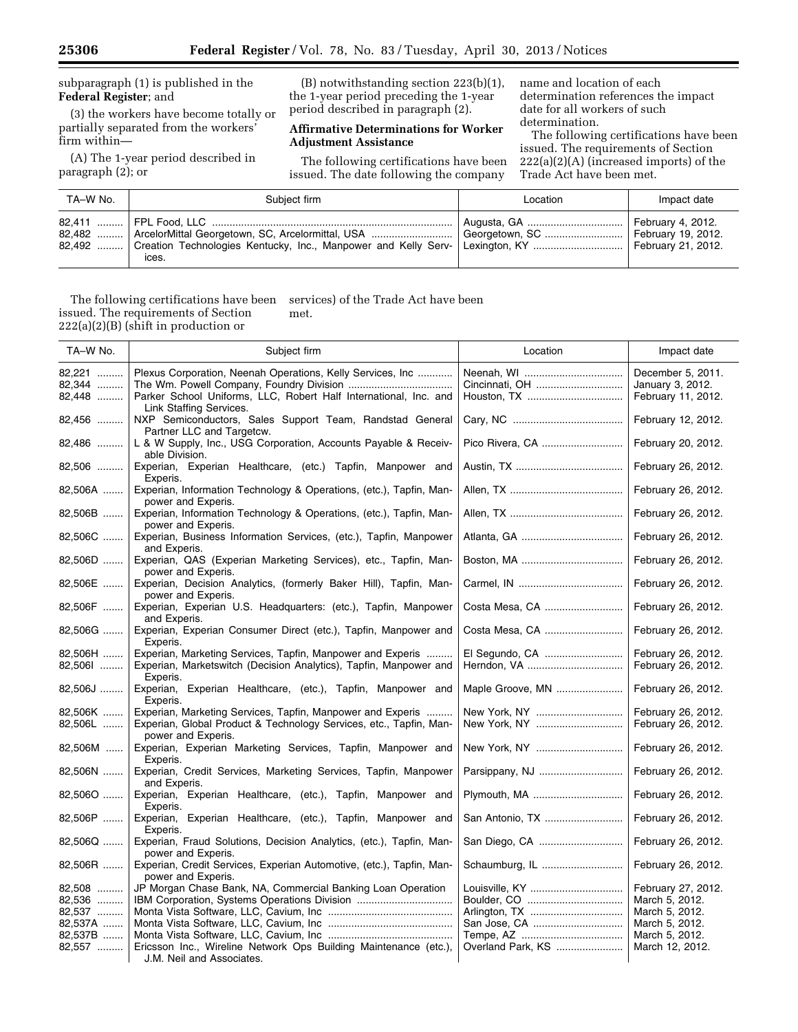subparagraph (1) is published in the **Federal Register**; and

(3) the workers have become totally or partially separated from the workers' firm within—

(A) The 1-year period described in paragraph (2); or

(B) notwithstanding section 223(b)(1), the 1-year period preceding the 1-year period described in paragraph (2).

**Affirmative Determinations for Worker Adjustment Assistance**

The following certifications have been issued. The date following the company name and location of each determination references the impact date for all workers of such determination.

The following certifications have been issued. The requirements of Section 222(a)(2)(A) (increased imports) of the Trade Act have been met.

| TA–W No. | Subject firm | Location | Impact date |
|---|---|---|---|
| 82,411 | FPL Food, LLC | Augusta, GA | February 4, 2012. |
| 82,482 | ArcelorMittal Georgetown, SC, Arcelormittal, USA | Georgetown, SC | February 19, 2012. |
| 82,492 | Creation Technologies Kentucky, Inc., Manpower and Kelly Services. | Lexington, KY | February 21, 2012. |

The following certifications have been issued. The requirements of Section 222(a)(2)(B) (shift in production or services) of the Trade Act have been met.

| TA–W No. | Subject firm | Location | Impact date |
|---|---|---|---|
| 82,221 | Plexus Corporation, Neenah Operations, Kelly Services, Inc | Neenah, WI | December 5, 2011. |
| 82,344 | The Wm. Powell Company, Foundry Division | Cincinnati, OH | January 3, 2012. |
| 82,448 | Parker School Uniforms, LLC, Robert Half International, Inc. and Link Staffing Services. | Houston, TX | February 11, 2012. |
| 82,456 | NXP Semiconductors, Sales Support Team, Randstad General Partner LLC and Targetcw. | Cary, NC | February 12, 2012. |
| 82,486 | L & W Supply, Inc., USG Corporation, Accounts Payable & Receivable Division. | Pico Rivera, CA | February 20, 2012. |
| 82,506 | Experian, Experian Healthcare, (etc.) Tapfin, Manpower and Experis. | Austin, TX | February 26, 2012. |
| 82,506A | Experian, Information Technology & Operations, (etc.), Tapfin, Manpower and Experis. | Allen, TX | February 26, 2012. |
| 82,506B | Experian, Information Technology & Operations, (etc.), Tapfin, Manpower and Experis. | Allen, TX | February 26, 2012. |
| 82,506C | Experian, Business Information Services, (etc.), Tapfin, Manpower and Experis. | Atlanta, GA | February 26, 2012. |
| 82,506D | Experian, QAS (Experian Marketing Services), etc., Tapfin, Manpower and Experis. | Boston, MA | February 26, 2012. |
| 82,506E | Experian, Decision Analytics, (formerly Baker Hill), Tapfin, Manpower and Experis. | Carmel, IN | February 26, 2012. |
| 82,506F | Experian, Experian U.S. Headquarters: (etc.), Tapfin, Manpower and Experis. | Costa Mesa, CA | February 26, 2012. |
| 82,506G | Experian, Experian Consumer Direct (etc.), Tapfin, Manpower and Experis. | Costa Mesa, CA | February 26, 2012. |
| 82,506H | Experian, Marketing Services, Tapfin, Manpower and Experis | El Segundo, CA | February 26, 2012. |
| 82,506I | Experian, Marketswitch (Decision Analytics), Tapfin, Manpower and Experis. | Herndon, VA | February 26, 2012. |
| 82,506J | Experian, Experian Healthcare, (etc.), Tapfin, Manpower and Experis. | Maple Groove, MN | February 26, 2012. |
| 82,506K | Experian, Marketing Services, Tapfin, Manpower and Experis | New York, NY | February 26, 2012. |
| 82,506L | Experian, Global Product & Technology Services, etc., Tapfin, Manpower and Experis. | New York, NY | February 26, 2012. |
| 82,506M | Experian, Experian Marketing Services, Tapfin, Manpower and Experis. | New York, NY | February 26, 2012. |
| 82,506N | Experian, Credit Services, Marketing Services, Tapfin, Manpower and Experis. | Parsippany, NJ | February 26, 2012. |
| 82,506O | Experian, Experian Healthcare, (etc.), Tapfin, Manpower and Experis. | Plymouth, MA | February 26, 2012. |
| 82,506P | Experian, Experian Healthcare, (etc.), Tapfin, Manpower and Experis. | San Antonio, TX | February 26, 2012. |
| 82,506Q | Experian, Fraud Solutions, Decision Analytics, (etc.), Tapfin, Manpower and Experis. | San Diego, CA | February 26, 2012. |
| 82,506R | Experian, Credit Services, Experian Automotive, (etc.), Tapfin, Manpower and Experis. | Schaumburg, IL | February 26, 2012. |
| 82,508 | JP Morgan Chase Bank, NA, Commercial Banking Loan Operation | Louisville, KY | February 27, 2012. |
| 82,536 | IBM Corporation, Systems Operations Division | Boulder, CO | March 5, 2012. |
| 82,537 | Monta Vista Software, LLC, Cavium, Inc | Arlington, TX | March 5, 2012. |
| 82,537A | Monta Vista Software, LLC, Cavium, Inc | San Jose, CA | March 5, 2012. |
| 82,537B | Monta Vista Software, LLC, Cavium, Inc | Tempe, AZ | March 5, 2012. |
| 82,557 | Ericsson Inc., Wireline Network Ops Building Maintenance (etc.), J.M. Neil and Associates. | Overland Park, KS | March 12, 2012. |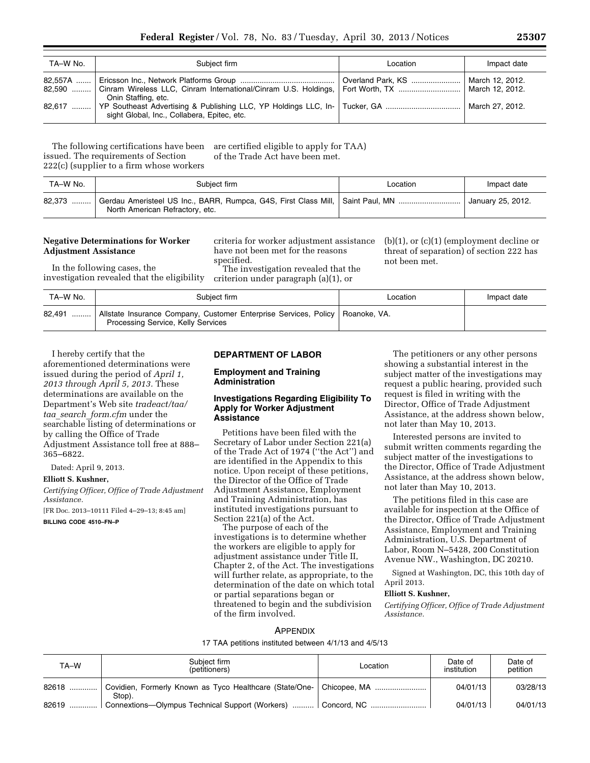| TA–W No. | Subject firm | Location | Impact date |
| --- | --- | --- | --- |
| 82,557A ....... | Ericsson Inc., Network Platforms Group ........................................... | Overland Park, KS ....................... | March 12, 2012. |
| 82,590 ......... | Cinram Wireless LLC, Cinram International/Cinram U.S. Holdings, Onin Staffing, etc. | Fort Worth, TX ............................. | March 12, 2012. |
| 82,617 ......... | YP Southeast Advertising & Publishing LLC, YP Holdings LLC, Insight Global, Inc., Collabera, Epitec, etc. | Tucker, GA ................................... | March 27, 2012. |

The following certifications have been issued. The requirements of Section 222(c) (supplier to a firm whose workers are certified eligible to apply for TAA) of the Trade Act have been met.

| TA–W No. | Subject firm | Location | Impact date |
| --- | --- | --- | --- |
| 82,373 ......... | Gerdau Ameristeel US Inc., BARR, Rumpca, G4S, First Class Mill, North American Refractory, etc. | Saint Paul, MN ............................. | January 25, 2012. |

**Negative Determinations for Worker Adjustment Assistance**

In the following cases, the investigation revealed that the eligibility criteria for worker adjustment assistance have not been met for the reasons specified.

The investigation revealed that the criterion under paragraph (a)(1), or (b)(1), or (c)(1) (employment decline or threat of separation) of section 222 has not been met.

| TA–W No. | Subject firm | Location | Impact date |
| --- | --- | --- | --- |
| 82,491 ......... | Allstate Insurance Company, Customer Enterprise Services, Policy Processing Service, Kelly Services | Roanoke, VA. | |

I hereby certify that the aforementioned determinations were issued during the period of *April 1, 2013 through April 5, 2013.* These determinations are available on the Department's Web site *tradeact/taa/taa_search_form.cfm* under the searchable listing of determinations or by calling the Office of Trade Adjustment Assistance toll free at 888–365–6822.

Dated: April 9, 2013.

**Elliott S. Kushner,**

*Certifying Officer, Office of Trade Adjustment Assistance.*

[FR Doc. 2013–10111 Filed 4–29–13; 8:45 am]

**BILLING CODE 4510–FN–P**

## DEPARTMENT OF LABOR

### Employment and Training Administration

### Investigations Regarding Eligibility To Apply for Worker Adjustment Assistance

Petitions have been filed with the Secretary of Labor under Section 221(a) of the Trade Act of 1974 (''the Act'') and are identified in the Appendix to this notice. Upon receipt of these petitions, the Director of the Office of Trade Adjustment Assistance, Employment and Training Administration, has instituted investigations pursuant to Section 221(a) of the Act.

The purpose of each of the investigations is to determine whether the workers are eligible to apply for adjustment assistance under Title II, Chapter 2, of the Act. The investigations will further relate, as appropriate, to the determination of the date on which total or partial separations began or threatened to begin and the subdivision of the firm involved.

The petitioners or any other persons showing a substantial interest in the subject matter of the investigations may request a public hearing, provided such request is filed in writing with the Director, Office of Trade Adjustment Assistance, at the address shown below, not later than May 10, 2013.

Interested persons are invited to submit written comments regarding the subject matter of the investigations to the Director, Office of Trade Adjustment Assistance, at the address shown below, not later than May 10, 2013.

The petitions filed in this case are available for inspection at the Office of the Director, Office of Trade Adjustment Assistance, Employment and Training Administration, U.S. Department of Labor, Room N–5428, 200 Constitution Avenue NW., Washington, DC 20210.

Signed at Washington, DC, this 10th day of April 2013.

**Elliott S. Kushner,**

*Certifying Officer, Office of Trade Adjustment Assistance.*

APPENDIX

17 TAA petitions instituted between 4/1/13 and 4/5/13

| TA–W | Subject firm (petitioners) | Location | Date of institution | Date of petition |
| --- | --- | --- | --- | --- |
| 82618 ............ | Covidien, Formerly Known as Tyco Healthcare (State/One-Stop). | Chicopee, MA ....................... | 04/01/13 | 03/28/13 |
| 82619 ............ | Connextions—Olympus Technical Support (Workers) .......... | Concord, NC ......................... | 04/01/13 | 04/01/13 |